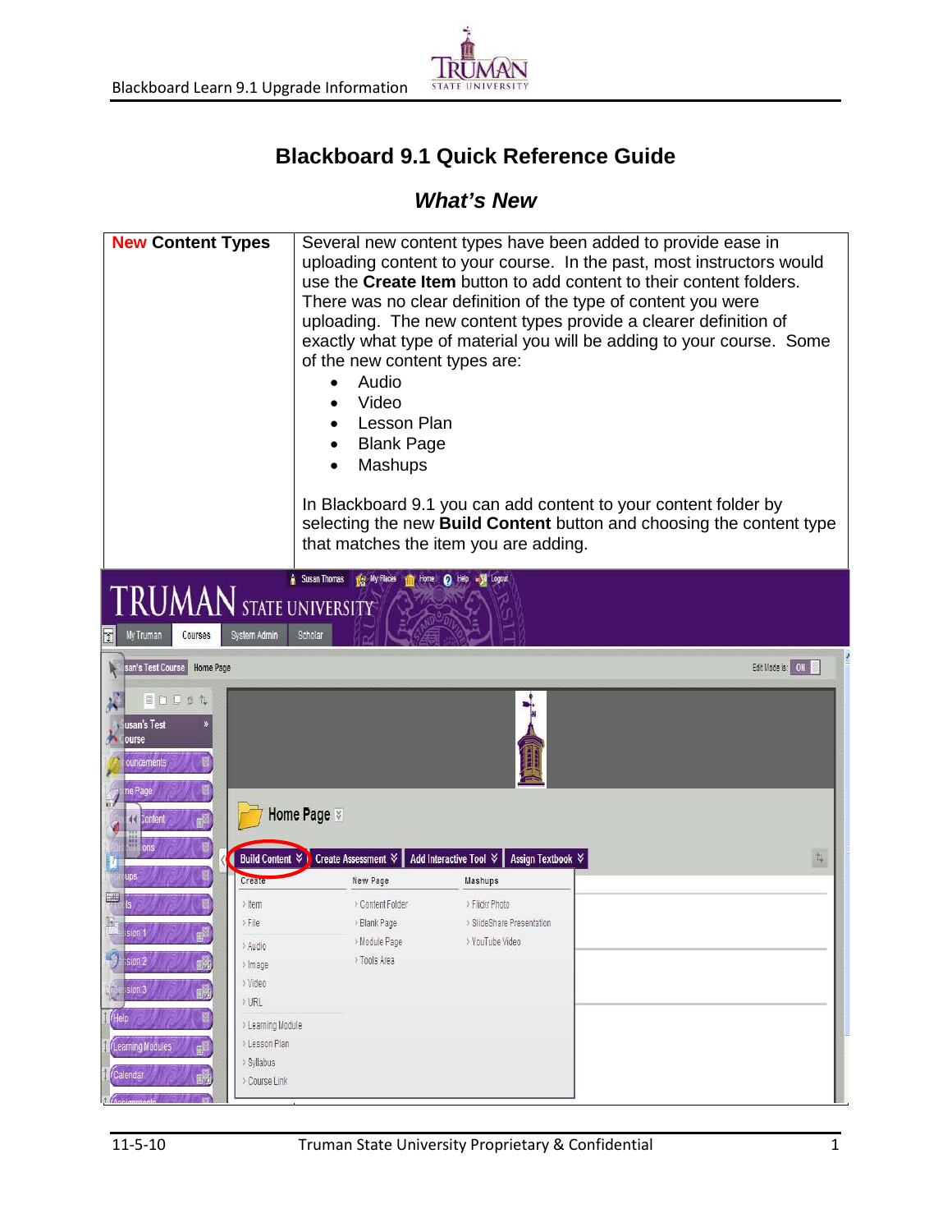# Blackboard 9.1 Quick Reference Guide

## *What's New*

| **New Content Types** | Several new content types have been added to provide ease in uploading content to your course. In the past, most instructors would use the **Create Item** button to add content to their content folders. There was no clear definition of the type of content you were uploading. The new content types provide a clearer definition of exactly what type of material you will be adding to your course. Some of the new content types are:<br>• Audio<br>• Video<br>• Lesson Plan<br>• Blank Page<br>• Mashups<br><br>In Blackboard 9.1 you can add content to your content folder by selecting the new **Build Content** button and choosing the content type that matches the item you are adding. |
|---|---|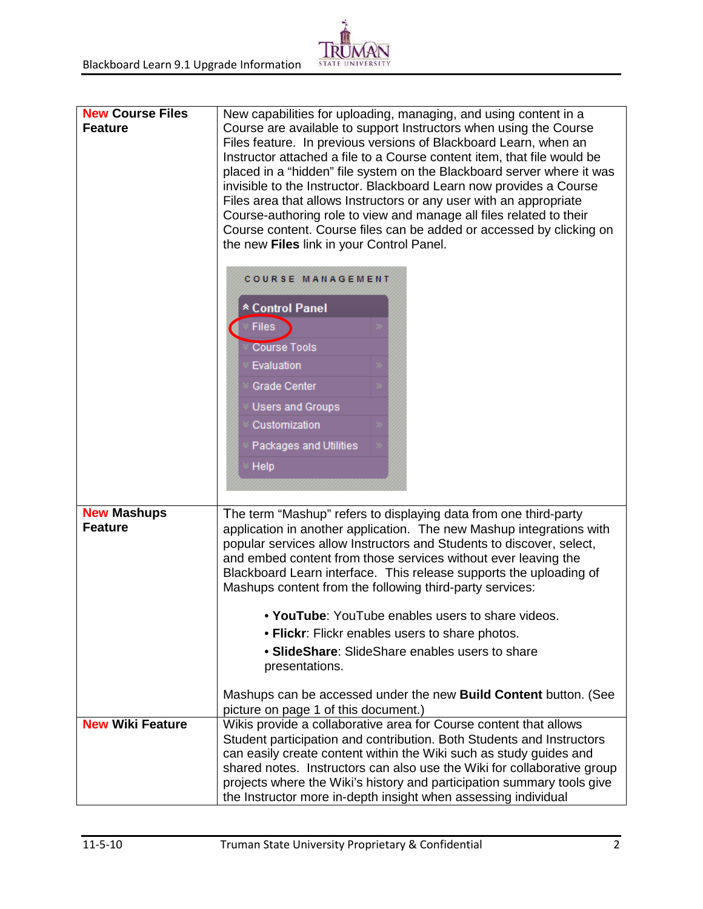| | |
|---|---|
| **New Course Files Feature** | New capabilities for uploading, managing, and using content in a Course are available to support Instructors when using the Course Files feature. In previous versions of Blackboard Learn, when an Instructor attached a file to a Course content item, that file would be placed in a "hidden" file system on the Blackboard server where it was invisible to the Instructor. Blackboard Learn now provides a Course Files area that allows Instructors or any user with an appropriate Course-authoring role to view and manage all files related to their Course content. Course files can be added or accessed by clicking on the new **Files** link in your Control Panel. |
| **New Mashups Feature** | The term "Mashup" refers to displaying data from one third-party application in another application. The new Mashup integrations with popular services allow Instructors and Students to discover, select, and embed content from those services without ever leaving the Blackboard Learn interface. This release supports the uploading of Mashups content from the following third-party services: <br><br> • **YouTube**: YouTube enables users to share videos. <br> • **Flickr**: Flickr enables users to share photos. <br> • **SlideShare**: SlideShare enables users to share presentations. <br><br> Mashups can be accessed under the new **Build Content** button. (See picture on page 1 of this document.) |
| **New Wiki Feature** | Wikis provide a collaborative area for Course content that allows Student participation and contribution. Both Students and Instructors can easily create content within the Wiki such as study guides and shared notes. Instructors can also use the Wiki for collaborative group projects where the Wiki's history and participation summary tools give the Instructor more in-depth insight when assessing individual |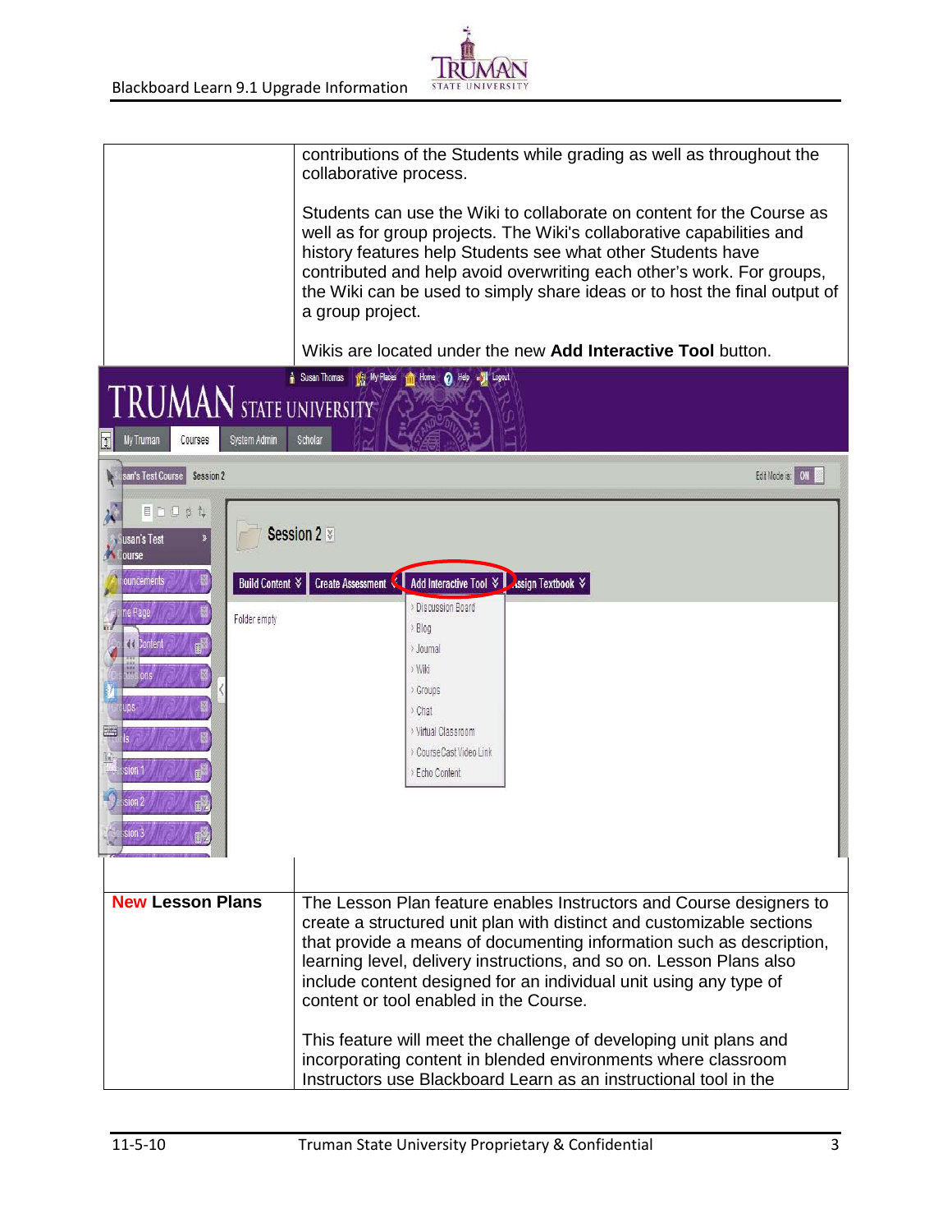| | |
|---|---|
| | contributions of the Students while grading as well as throughout the collaborative process.<br><br>Students can use the Wiki to collaborate on content for the Course as well as for group projects. The Wiki's collaborative capabilities and history features help Students see what other Students have contributed and help avoid overwriting each other's work. For groups, the Wiki can be used to simply share ideas or to host the final output of a group project.<br><br>Wikis are located under the new **Add Interactive Tool** button. |
| **New Lesson Plans** | The Lesson Plan feature enables Instructors and Course designers to create a structured unit plan with distinct and customizable sections that provide a means of documenting information such as description, learning level, delivery instructions, and so on. Lesson Plans also include content designed for an individual unit using any type of content or tool enabled in the Course.<br><br>This feature will meet the challenge of developing unit plans and incorporating content in blended environments where classroom Instructors use Blackboard Learn as an instructional tool in the |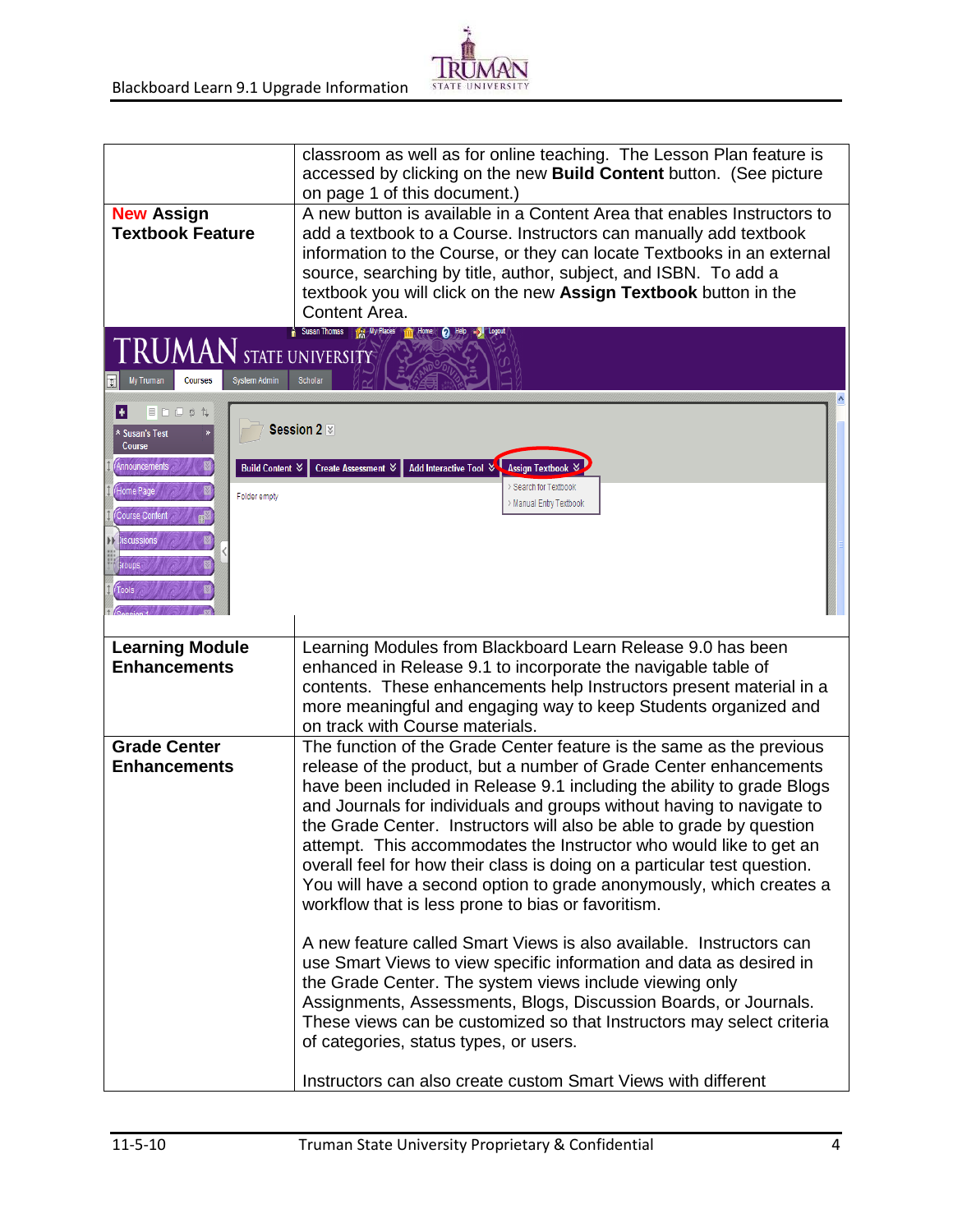| | |
|---|---|
| | classroom as well as for online teaching. The Lesson Plan feature is accessed by clicking on the new **Build Content** button. (See picture on page 1 of this document.) |
| **New Assign Textbook Feature** | A new button is available in a Content Area that enables Instructors to add a textbook to a Course. Instructors can manually add textbook information to the Course, or they can locate Textbooks in an external source, searching by title, author, subject, and ISBN. To add a textbook you will click on the new **Assign Textbook** button in the Content Area. |
| **Learning Module Enhancements** | Learning Modules from Blackboard Learn Release 9.0 has been enhanced in Release 9.1 to incorporate the navigable table of contents. These enhancements help Instructors present material in a more meaningful and engaging way to keep Students organized and on track with Course materials. |
| **Grade Center Enhancements** | The function of the Grade Center feature is the same as the previous release of the product, but a number of Grade Center enhancements have been included in Release 9.1 including the ability to grade Blogs and Journals for individuals and groups without having to navigate to the Grade Center. Instructors will also be able to grade by question attempt. This accommodates the Instructor who would like to get an overall feel for how their class is doing on a particular test question. You will have a second option to grade anonymously, which creates a workflow that is less prone to bias or favoritism. <br><br> A new feature called Smart Views is also available. Instructors can use Smart Views to view specific information and data as desired in the Grade Center. The system views include viewing only Assignments, Assessments, Blogs, Discussion Boards, or Journals. These views can be customized so that Instructors may select criteria of categories, status types, or users. <br><br> Instructors can also create custom Smart Views with different |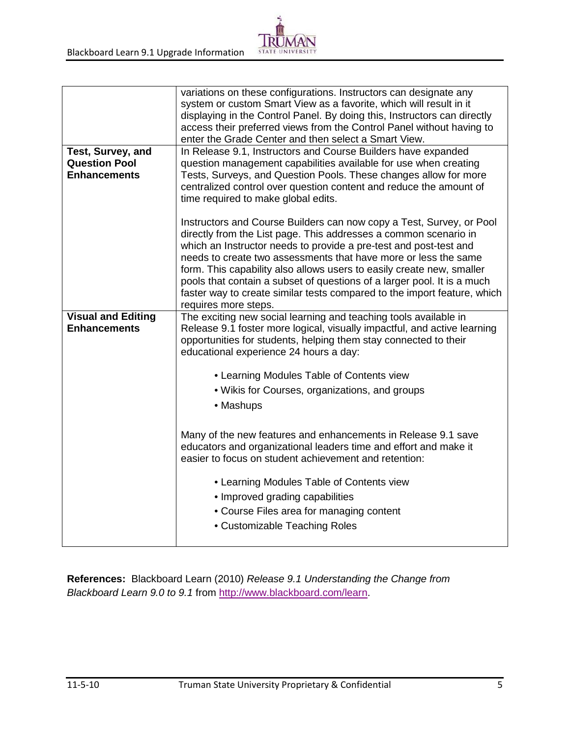| | |
|---|---|
| | variations on these configurations. Instructors can designate any system or custom Smart View as a favorite, which will result in it displaying in the Control Panel. By doing this, Instructors can directly access their preferred views from the Control Panel without having to enter the Grade Center and then select a Smart View. |
| **Test, Survey, and Question Pool Enhancements** | In Release 9.1, Instructors and Course Builders have expanded question management capabilities available for use when creating Tests, Surveys, and Question Pools. These changes allow for more centralized control over question content and reduce the amount of time required to make global edits.<br><br>Instructors and Course Builders can now copy a Test, Survey, or Pool directly from the List page. This addresses a common scenario in which an Instructor needs to provide a pre-test and post-test and needs to create two assessments that have more or less the same form. This capability also allows users to easily create new, smaller pools that contain a subset of questions of a larger pool. It is a much faster way to create similar tests compared to the import feature, which requires more steps. |
| **Visual and Editing Enhancements** | The exciting new social learning and teaching tools available in Release 9.1 foster more logical, visually impactful, and active learning opportunities for students, helping them stay connected to their educational experience 24 hours a day:<br><br>• Learning Modules Table of Contents view<br>• Wikis for Courses, organizations, and groups<br>• Mashups<br><br>Many of the new features and enhancements in Release 9.1 save educators and organizational leaders time and effort and make it easier to focus on student achievement and retention:<br><br>• Learning Modules Table of Contents view<br>• Improved grading capabilities<br>• Course Files area for managing content<br>• Customizable Teaching Roles |

**References:** Blackboard Learn (2010) *Release 9.1 Understanding the Change from Blackboard Learn 9.0 to 9.1* from http://www.blackboard.com/learn.